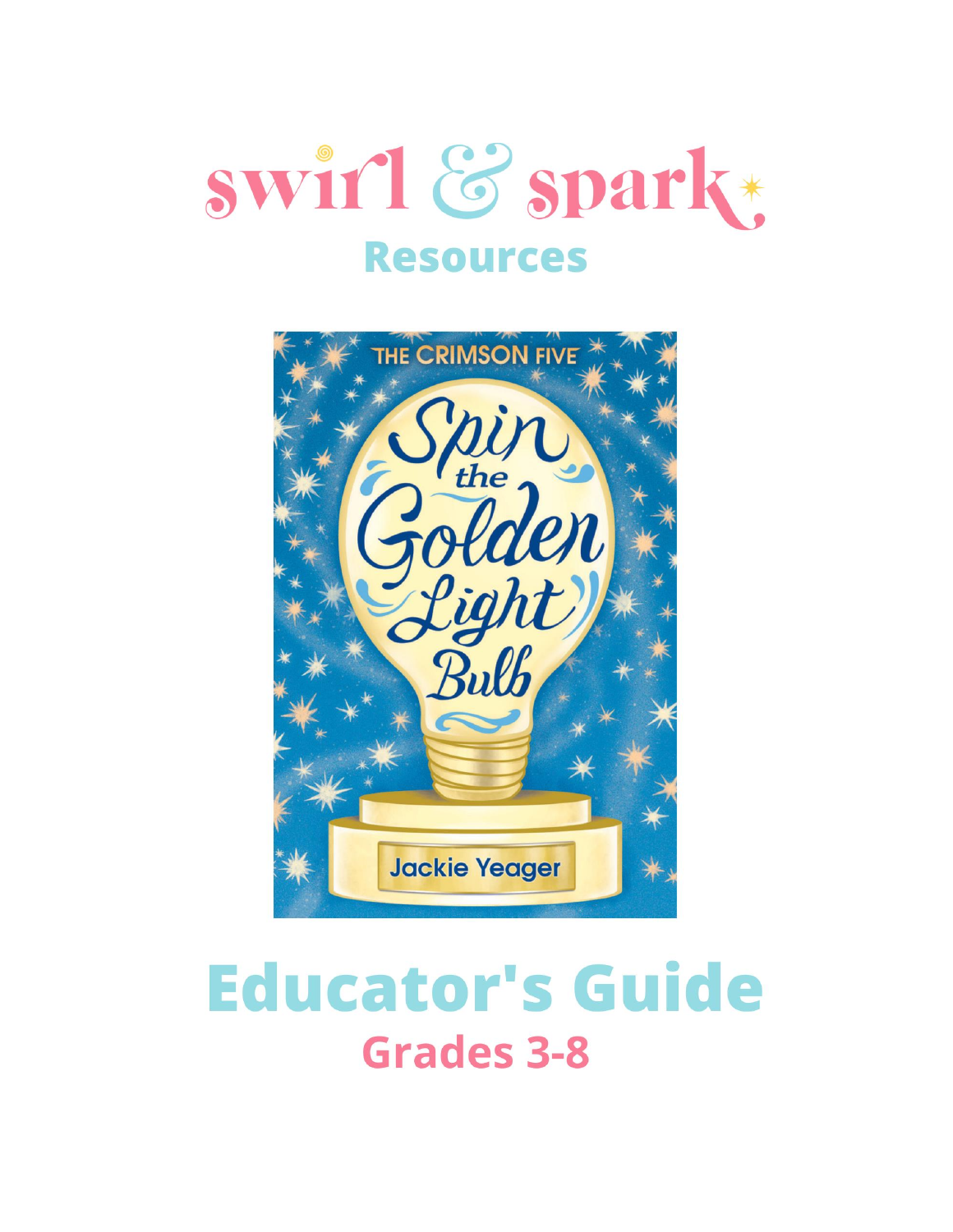# swirl & spark

## Resources

THE CRIMSON FIVE

Spin the Golden Light Bulb

Jackie Yeager

# Educator's Guide

## Grades 3-8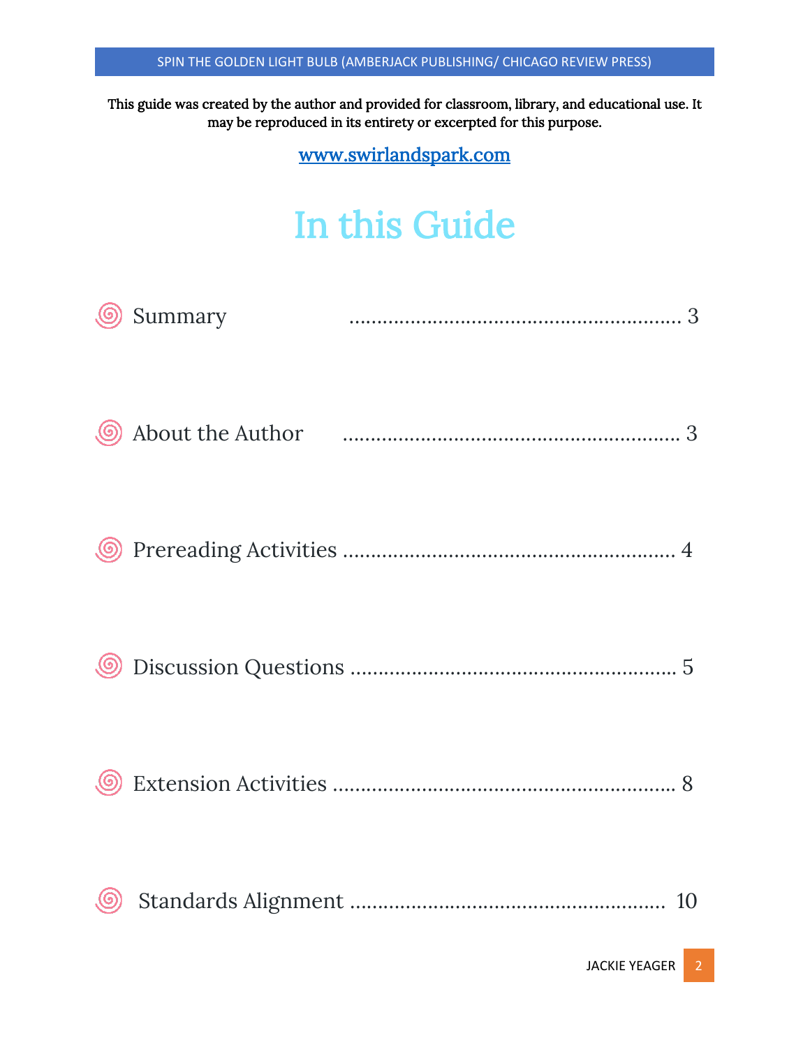This guide was created by the author and provided for classroom, library, and educational use. It may be reproduced in its entirety or excerpted for this purpose.

[www.swirlandspark.com](http://www.swirlandspark.com)

# In this Guide

- Summary ........................................................ 3
- About the Author ........................................................ 3
- Prereading Activities ........................................................ 4
- Discussion Questions ........................................................ 5
- Extension Activities ........................................................ 8
- Standards Alignment ........................................................ 10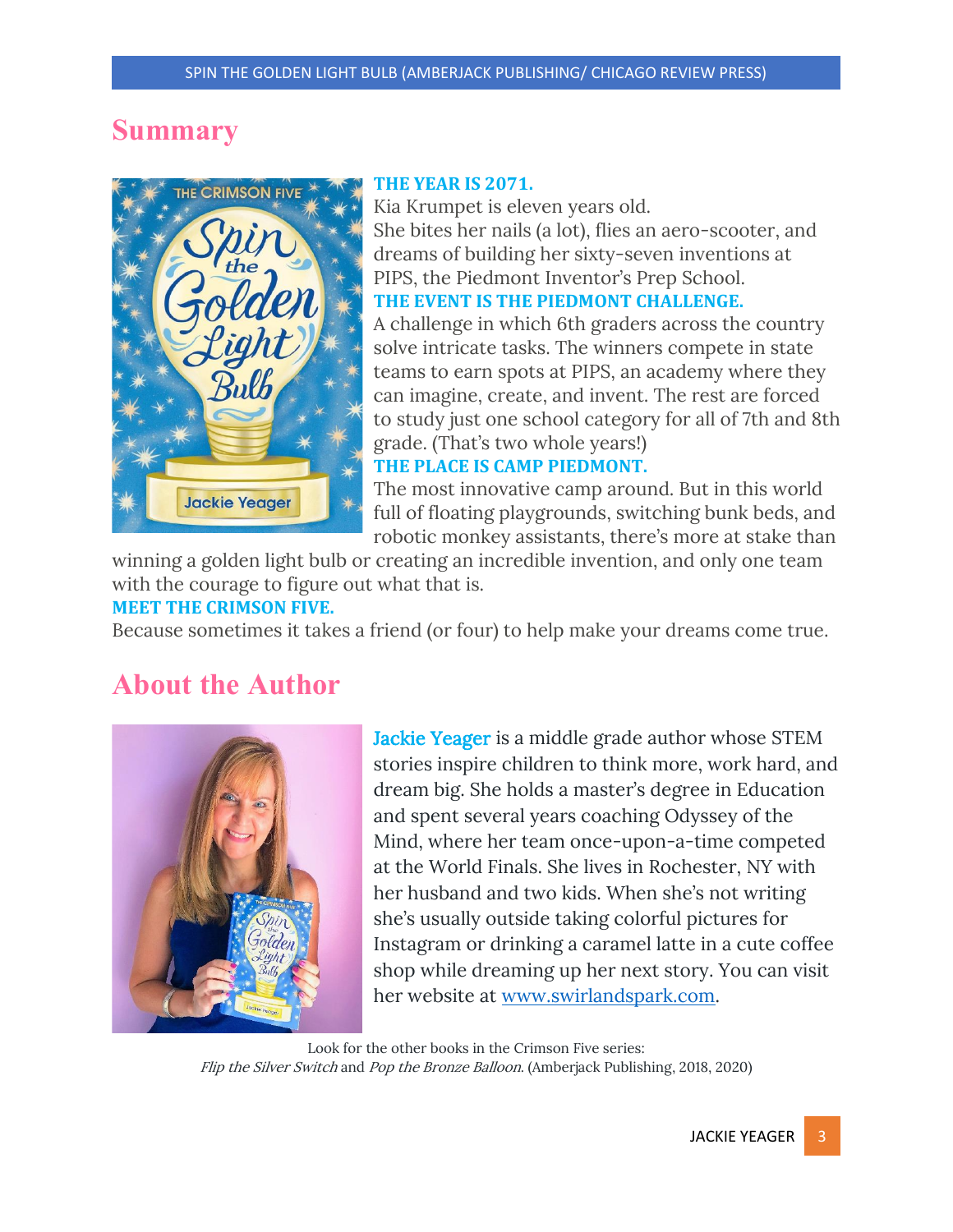## Summary

**THE YEAR IS 2071.**

Kia Krumpet is eleven years old.

She bites her nails (a lot), flies an aero-scooter, and dreams of building her sixty-seven inventions at PIPS, the Piedmont Inventor's Prep School.

**THE EVENT IS THE PIEDMONT CHALLENGE.**

A challenge in which 6th graders across the country solve intricate tasks. The winners compete in state teams to earn spots at PIPS, an academy where they can imagine, create, and invent. The rest are forced to study just one school category for all of 7th and 8th grade. (That's two whole years!)

**THE PLACE IS CAMP PIEDMONT.**

The most innovative camp around. But in this world full of floating playgrounds, switching bunk beds, and robotic monkey assistants, there's more at stake than winning a golden light bulb or creating an incredible invention, and only one team with the courage to figure out what that is.

**MEET THE CRIMSON FIVE.**

Because sometimes it takes a friend (or four) to help make your dreams come true.

## About the Author

Jackie Yeager is a middle grade author whose STEM stories inspire children to think more, work hard, and dream big. She holds a master's degree in Education and spent several years coaching Odyssey of the Mind, where her team once-upon-a-time competed at the World Finals. She lives in Rochester, NY with her husband and two kids. When she's not writing she's usually outside taking colorful pictures for Instagram or drinking a caramel latte in a cute coffee shop while dreaming up her next story. You can visit her website at www.swirlandspark.com.

Look for the other books in the Crimson Five series:
*Flip the Silver Switch* and *Pop the Bronze Balloon*. (Amberjack Publishing, 2018, 2020)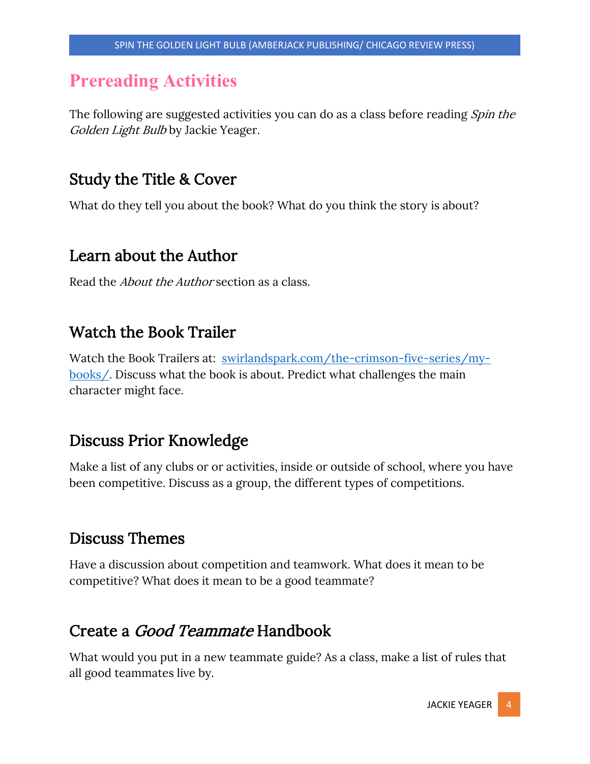# Prereading Activities

The following are suggested activities you can do as a class before reading *Spin the Golden Light Bulb* by Jackie Yeager.

## Study the Title & Cover

What do they tell you about the book? What do you think the story is about?

## Learn about the Author

Read the *About the Author* section as a class.

## Watch the Book Trailer

Watch the Book Trailers at: [swirlandspark.com/the-crimson-five-series/my-books/](swirlandspark.com/the-crimson-five-series/my-books/). Discuss what the book is about. Predict what challenges the main character might face.

## Discuss Prior Knowledge

Make a list of any clubs or or activities, inside or outside of school, where you have been competitive. Discuss as a group, the different types of competitions.

## Discuss Themes

Have a discussion about competition and teamwork. What does it mean to be competitive? What does it mean to be a good teammate?

## Create a *Good Teammate* Handbook

What would you put in a new teammate guide? As a class, make a list of rules that all good teammates live by.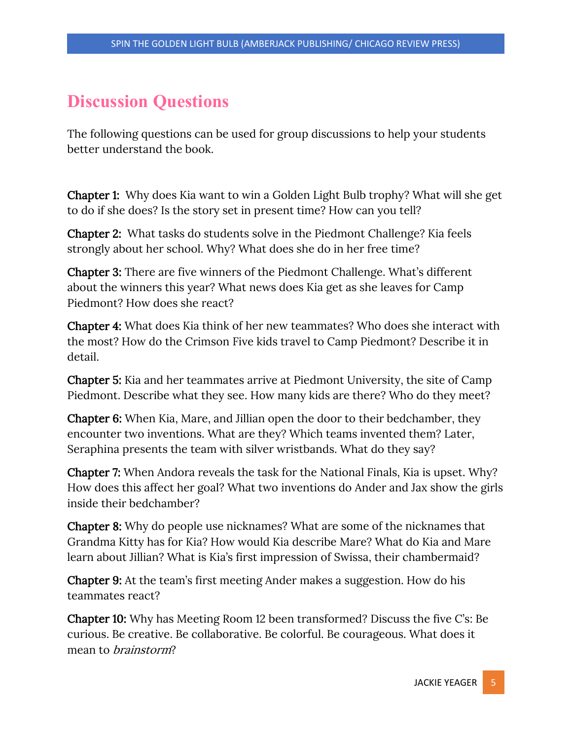## Discussion Questions

The following questions can be used for group discussions to help your students better understand the book.

**Chapter 1:** Why does Kia want to win a Golden Light Bulb trophy? What will she get to do if she does? Is the story set in present time? How can you tell?

**Chapter 2:** What tasks do students solve in the Piedmont Challenge? Kia feels strongly about her school. Why? What does she do in her free time?

**Chapter 3:** There are five winners of the Piedmont Challenge. What's different about the winners this year? What news does Kia get as she leaves for Camp Piedmont? How does she react?

**Chapter 4:** What does Kia think of her new teammates? Who does she interact with the most? How do the Crimson Five kids travel to Camp Piedmont? Describe it in detail.

**Chapter 5:** Kia and her teammates arrive at Piedmont University, the site of Camp Piedmont. Describe what they see. How many kids are there? Who do they meet?

**Chapter 6:** When Kia, Mare, and Jillian open the door to their bedchamber, they encounter two inventions. What are they? Which teams invented them? Later, Seraphina presents the team with silver wristbands. What do they say?

**Chapter 7:** When Andora reveals the task for the National Finals, Kia is upset. Why? How does this affect her goal? What two inventions do Ander and Jax show the girls inside their bedchamber?

**Chapter 8:** Why do people use nicknames? What are some of the nicknames that Grandma Kitty has for Kia? How would Kia describe Mare? What do Kia and Mare learn about Jillian? What is Kia's first impression of Swissa, their chambermaid?

**Chapter 9:** At the team's first meeting Ander makes a suggestion. How do his teammates react?

**Chapter 10:** Why has Meeting Room 12 been transformed? Discuss the five C's: Be curious. Be creative. Be collaborative. Be colorful. Be courageous. What does it mean to *brainstorm*?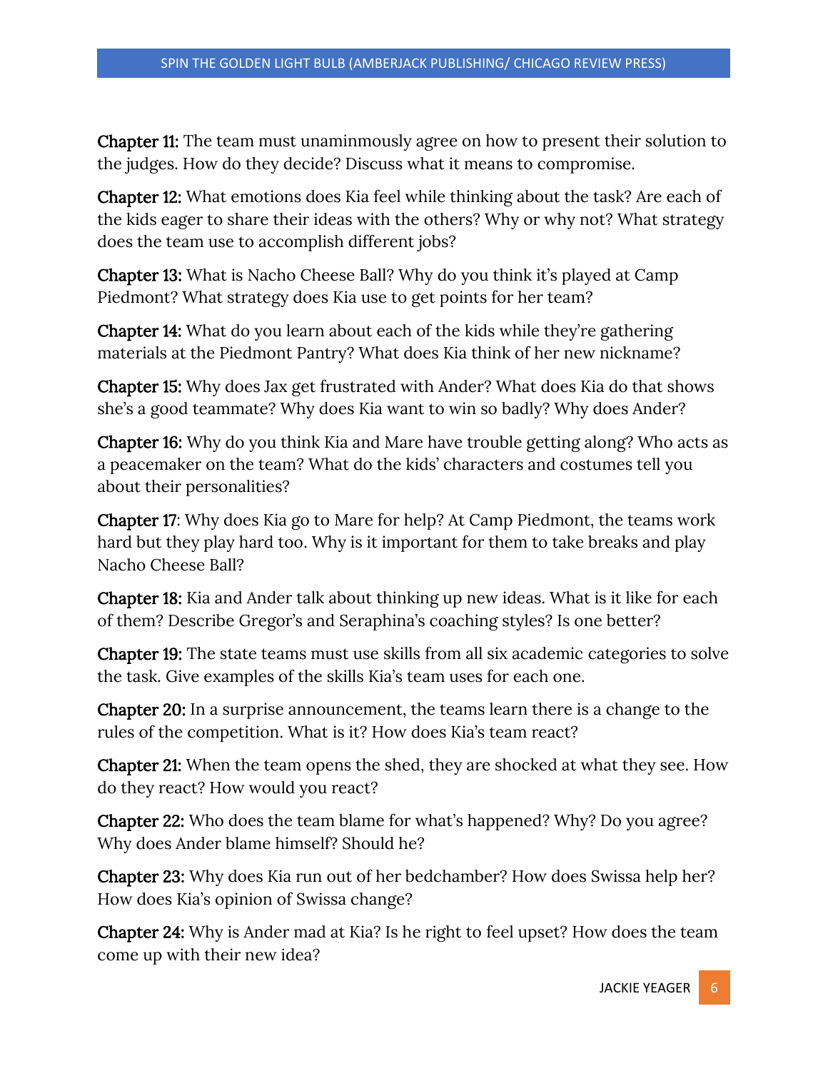**Chapter 11:** The team must unaminmously agree on how to present their solution to the judges. How do they decide? Discuss what it means to compromise.

**Chapter 12:** What emotions does Kia feel while thinking about the task? Are each of the kids eager to share their ideas with the others? Why or why not? What strategy does the team use to accomplish different jobs?

**Chapter 13:** What is Nacho Cheese Ball? Why do you think it's played at Camp Piedmont? What strategy does Kia use to get points for her team?

**Chapter 14:** What do you learn about each of the kids while they're gathering materials at the Piedmont Pantry? What does Kia think of her new nickname?

**Chapter 15:** Why does Jax get frustrated with Ander? What does Kia do that shows she's a good teammate? Why does Kia want to win so badly? Why does Ander?

**Chapter 16:** Why do you think Kia and Mare have trouble getting along? Who acts as a peacemaker on the team? What do the kids' characters and costumes tell you about their personalities?

**Chapter 17**: Why does Kia go to Mare for help? At Camp Piedmont, the teams work hard but they play hard too. Why is it important for them to take breaks and play Nacho Cheese Ball?

**Chapter 18:** Kia and Ander talk about thinking up new ideas. What is it like for each of them? Describe Gregor's and Seraphina's coaching styles? Is one better?

**Chapter 19:** The state teams must use skills from all six academic categories to solve the task. Give examples of the skills Kia's team uses for each one.

**Chapter 20:** In a surprise announcement, the teams learn there is a change to the rules of the competition. What is it? How does Kia's team react?

**Chapter 21:** When the team opens the shed, they are shocked at what they see. How do they react? How would you react?

**Chapter 22:** Who does the team blame for what's happened? Why? Do you agree? Why does Ander blame himself? Should he?

**Chapter 23:** Why does Kia run out of her bedchamber? How does Swissa help her? How does Kia's opinion of Swissa change?

**Chapter 24:** Why is Ander mad at Kia? Is he right to feel upset? How does the team come up with their new idea?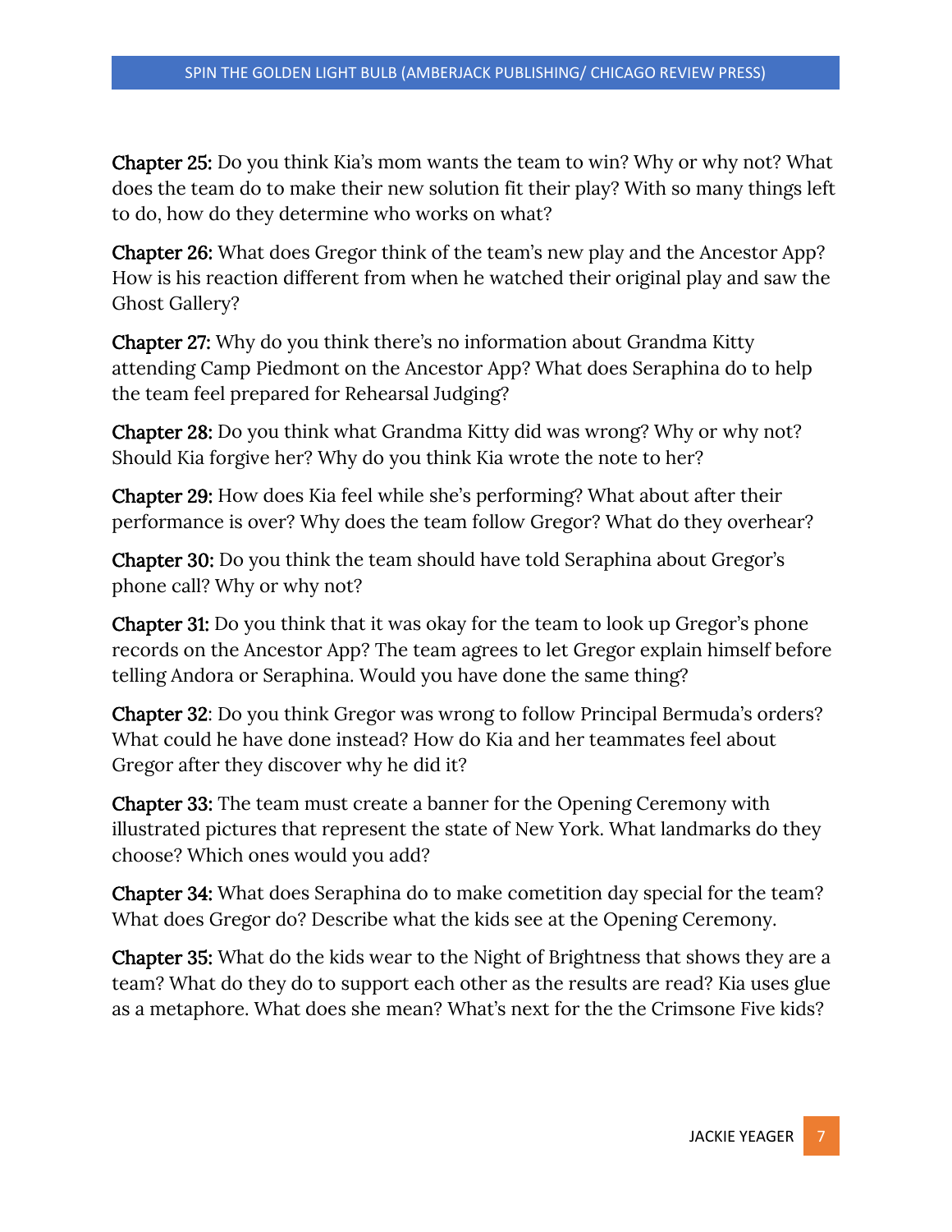**Chapter 25:** Do you think Kia's mom wants the team to win? Why or why not? What does the team do to make their new solution fit their play? With so many things left to do, how do they determine who works on what?

**Chapter 26:** What does Gregor think of the team's new play and the Ancestor App? How is his reaction different from when he watched their original play and saw the Ghost Gallery?

**Chapter 27:** Why do you think there's no information about Grandma Kitty attending Camp Piedmont on the Ancestor App? What does Seraphina do to help the team feel prepared for Rehearsal Judging?

**Chapter 28:** Do you think what Grandma Kitty did was wrong? Why or why not? Should Kia forgive her? Why do you think Kia wrote the note to her?

**Chapter 29:** How does Kia feel while she's performing? What about after their performance is over? Why does the team follow Gregor? What do they overhear?

**Chapter 30:** Do you think the team should have told Seraphina about Gregor's phone call? Why or why not?

**Chapter 31:** Do you think that it was okay for the team to look up Gregor's phone records on the Ancestor App? The team agrees to let Gregor explain himself before telling Andora or Seraphina. Would you have done the same thing?

**Chapter 32**: Do you think Gregor was wrong to follow Principal Bermuda's orders? What could he have done instead? How do Kia and her teammates feel about Gregor after they discover why he did it?

**Chapter 33:** The team must create a banner for the Opening Ceremony with illustrated pictures that represent the state of New York. What landmarks do they choose? Which ones would you add?

**Chapter 34:** What does Seraphina do to make cometition day special for the team? What does Gregor do? Describe what the kids see at the Opening Ceremony.

**Chapter 35:** What do the kids wear to the Night of Brightness that shows they are a team? What do they do to support each other as the results are read? Kia uses glue as a metaphore. What does she mean? What's next for the the Crimsone Five kids?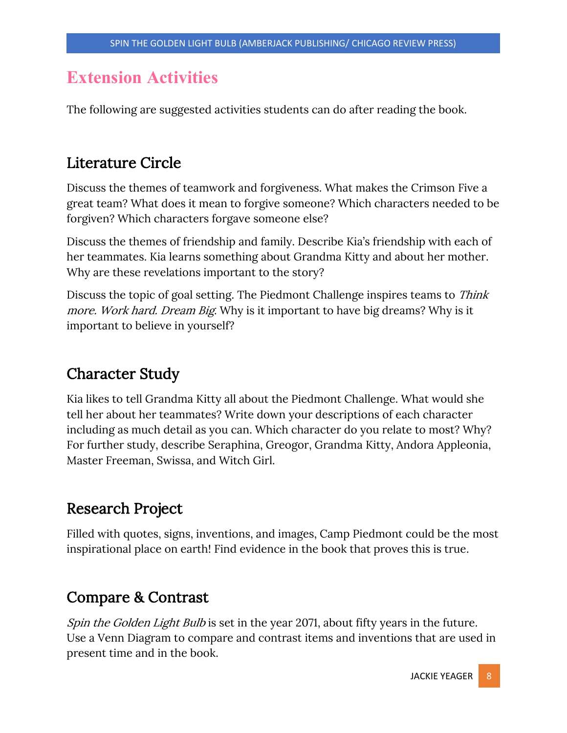# Extension Activities

The following are suggested activities students can do after reading the book.

## Literature Circle

Discuss the themes of teamwork and forgiveness. What makes the Crimson Five a great team? What does it mean to forgive someone? Which characters needed to be forgiven? Which characters forgave someone else?

Discuss the themes of friendship and family. Describe Kia's friendship with each of her teammates. Kia learns something about Grandma Kitty and about her mother. Why are these revelations important to the story?

Discuss the topic of goal setting. The Piedmont Challenge inspires teams to *Think more. Work hard. Dream Big*. Why is it important to have big dreams? Why is it important to believe in yourself?

## Character Study

Kia likes to tell Grandma Kitty all about the Piedmont Challenge. What would she tell her about her teammates? Write down your descriptions of each character including as much detail as you can. Which character do you relate to most? Why? For further study, describe Seraphina, Greogor, Grandma Kitty, Andora Appleonia, Master Freeman, Swissa, and Witch Girl.

## Research Project

Filled with quotes, signs, inventions, and images, Camp Piedmont could be the most inspirational place on earth! Find evidence in the book that proves this is true.

## Compare & Contrast

*Spin the Golden Light Bulb* is set in the year 2071, about fifty years in the future. Use a Venn Diagram to compare and contrast items and inventions that are used in present time and in the book.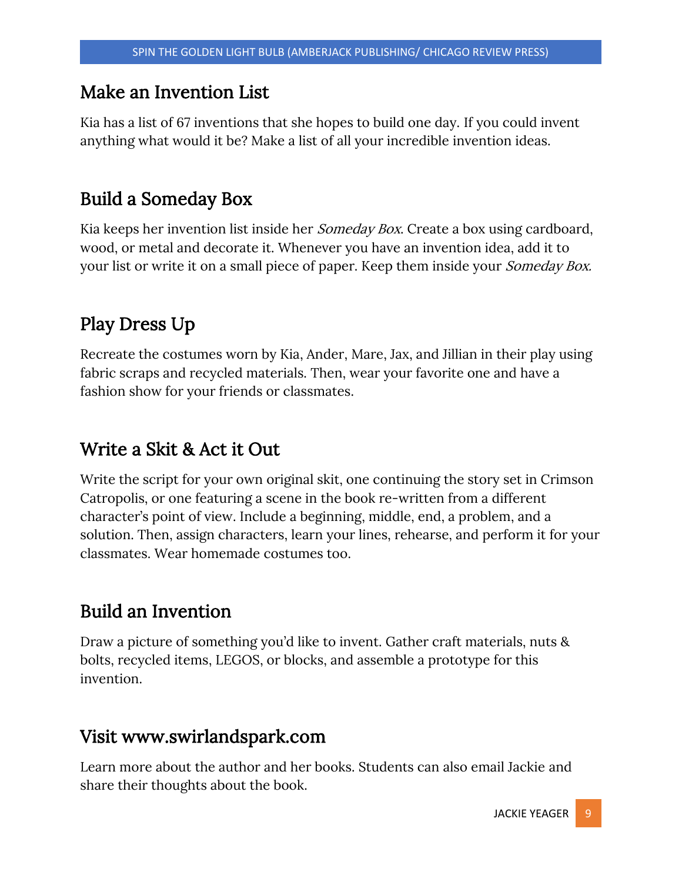## Make an Invention List

Kia has a list of 67 inventions that she hopes to build one day. If you could invent anything what would it be? Make a list of all your incredible invention ideas.

## Build a Someday Box

Kia keeps her invention list inside her *Someday Box*. Create a box using cardboard, wood, or metal and decorate it. Whenever you have an invention idea, add it to your list or write it on a small piece of paper. Keep them inside your *Someday Box.*

## Play Dress Up

Recreate the costumes worn by Kia, Ander, Mare, Jax, and Jillian in their play using fabric scraps and recycled materials. Then, wear your favorite one and have a fashion show for your friends or classmates.

## Write a Skit & Act it Out

Write the script for your own original skit, one continuing the story set in Crimson Catropolis, or one featuring a scene in the book re-written from a different character's point of view. Include a beginning, middle, end, a problem, and a solution. Then, assign characters, learn your lines, rehearse, and perform it for your classmates. Wear homemade costumes too.

## Build an Invention

Draw a picture of something you'd like to invent. Gather craft materials, nuts & bolts, recycled items, LEGOS, or blocks, and assemble a prototype for this invention.

## Visit www.swirlandspark.com

Learn more about the author and her books. Students can also email Jackie and share their thoughts about the book.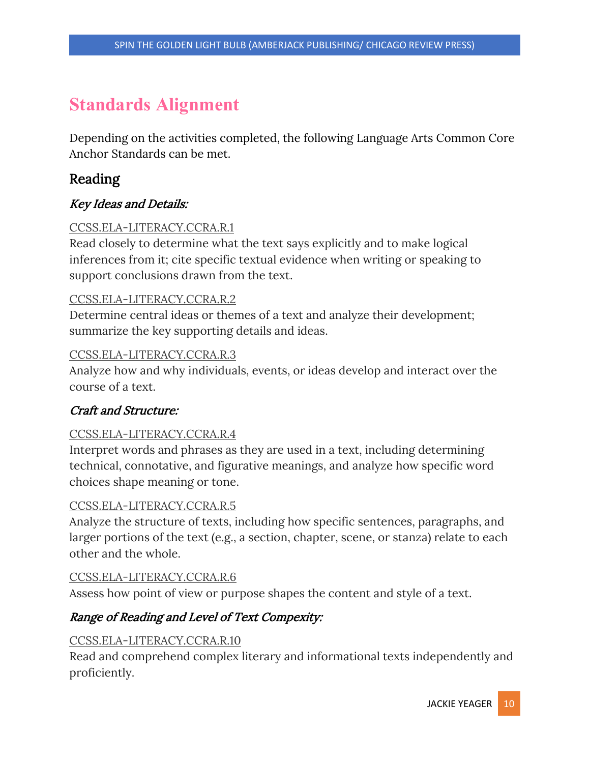# Standards Alignment

Depending on the activities completed, the following Language Arts Common Core Anchor Standards can be met.

## Reading

### *Key Ideas and Details:*

CCSS.ELA-LITERACY.CCRA.R.1
Read closely to determine what the text says explicitly and to make logical inferences from it; cite specific textual evidence when writing or speaking to support conclusions drawn from the text.

CCSS.ELA-LITERACY.CCRA.R.2
Determine central ideas or themes of a text and analyze their development; summarize the key supporting details and ideas.

CCSS.ELA-LITERACY.CCRA.R.3
Analyze how and why individuals, events, or ideas develop and interact over the course of a text.

### *Craft and Structure:*

CCSS.ELA-LITERACY.CCRA.R.4
Interpret words and phrases as they are used in a text, including determining technical, connotative, and figurative meanings, and analyze how specific word choices shape meaning or tone.

CCSS.ELA-LITERACY.CCRA.R.5
Analyze the structure of texts, including how specific sentences, paragraphs, and larger portions of the text (e.g., a section, chapter, scene, or stanza) relate to each other and the whole.

CCSS.ELA-LITERACY.CCRA.R.6
Assess how point of view or purpose shapes the content and style of a text.

### *Range of Reading and Level of Text Compexity:*

CCSS.ELA-LITERACY.CCRA.R.10
Read and comprehend complex literary and informational texts independently and proficiently.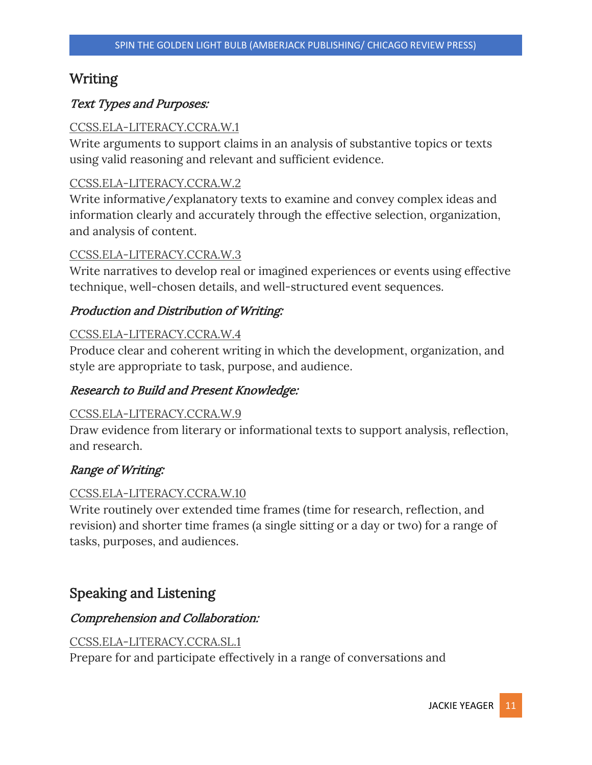## Writing

### *Text Types and Purposes:*

CCSS.ELA-LITERACY.CCRA.W.1
Write arguments to support claims in an analysis of substantive topics or texts using valid reasoning and relevant and sufficient evidence.

CCSS.ELA-LITERACY.CCRA.W.2
Write informative/explanatory texts to examine and convey complex ideas and information clearly and accurately through the effective selection, organization, and analysis of content.

CCSS.ELA-LITERACY.CCRA.W.3
Write narratives to develop real or imagined experiences or events using effective technique, well-chosen details, and well-structured event sequences.

### *Production and Distribution of Writing:*

CCSS.ELA-LITERACY.CCRA.W.4
Produce clear and coherent writing in which the development, organization, and style are appropriate to task, purpose, and audience.

### *Research to Build and Present Knowledge:*

CCSS.ELA-LITERACY.CCRA.W.9
Draw evidence from literary or informational texts to support analysis, reflection, and research.

### *Range of Writing:*

CCSS.ELA-LITERACY.CCRA.W.10
Write routinely over extended time frames (time for research, reflection, and revision) and shorter time frames (a single sitting or a day or two) for a range of tasks, purposes, and audiences.

## Speaking and Listening

### *Comprehension and Collaboration:*

CCSS.ELA-LITERACY.CCRA.SL.1
Prepare for and participate effectively in a range of conversations and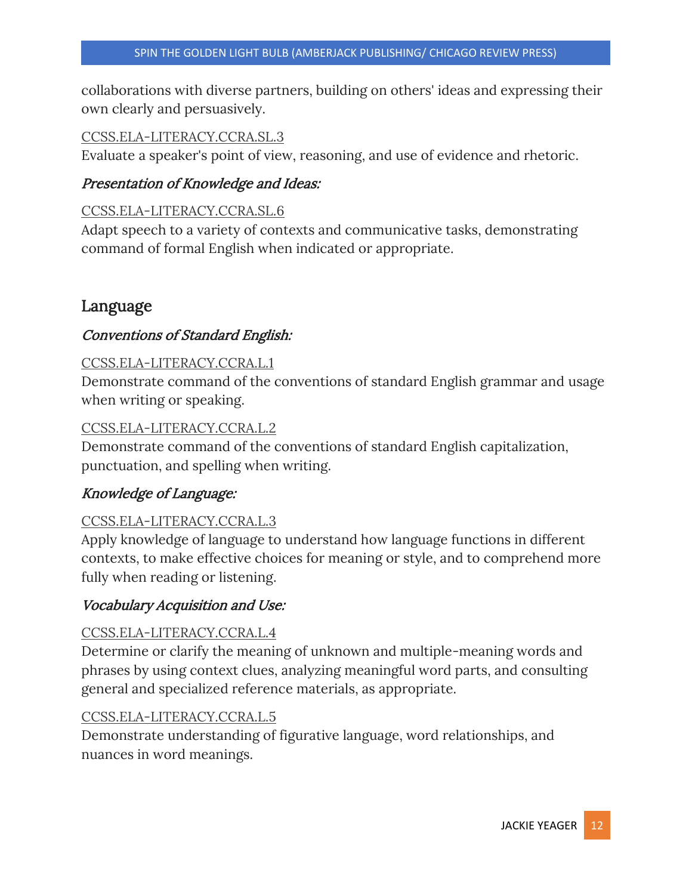collaborations with diverse partners, building on others' ideas and expressing their own clearly and persuasively.

CCSS.ELA-LITERACY.CCRA.SL.3
Evaluate a speaker's point of view, reasoning, and use of evidence and rhetoric.

### *Presentation of Knowledge and Ideas:*

CCSS.ELA-LITERACY.CCRA.SL.6
Adapt speech to a variety of contexts and communicative tasks, demonstrating command of formal English when indicated or appropriate.

## Language

### *Conventions of Standard English:*

CCSS.ELA-LITERACY.CCRA.L.1
Demonstrate command of the conventions of standard English grammar and usage when writing or speaking.

CCSS.ELA-LITERACY.CCRA.L.2
Demonstrate command of the conventions of standard English capitalization, punctuation, and spelling when writing.

### *Knowledge of Language:*

CCSS.ELA-LITERACY.CCRA.L.3
Apply knowledge of language to understand how language functions in different contexts, to make effective choices for meaning or style, and to comprehend more fully when reading or listening.

### *Vocabulary Acquisition and Use:*

CCSS.ELA-LITERACY.CCRA.L.4
Determine or clarify the meaning of unknown and multiple-meaning words and phrases by using context clues, analyzing meaningful word parts, and consulting general and specialized reference materials, as appropriate.

CCSS.ELA-LITERACY.CCRA.L.5
Demonstrate understanding of figurative language, word relationships, and nuances in word meanings.